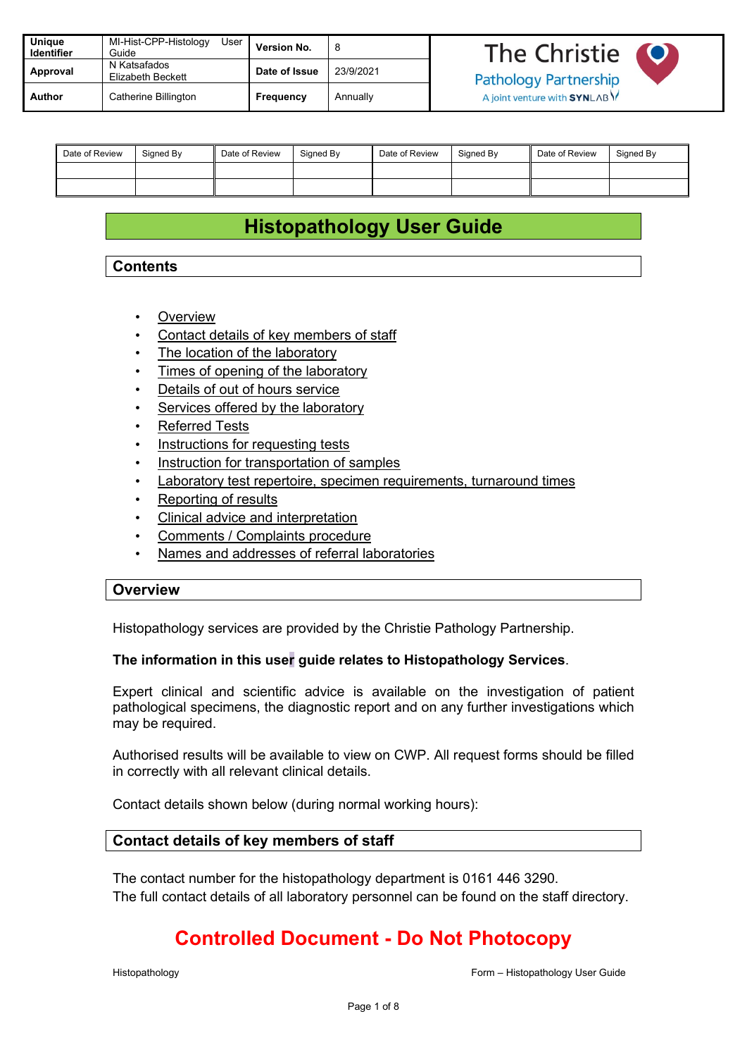| Unique Identifier | MI-Hist-CPP-Histology User Guide | Version No. | 8 | The Christie Pathology Partnership A joint venture with SYNLAB |
|---|---|---|---|---|
| Approval | N Katsafados Elizabeth Beckett | Date of Issue | 23/9/2021 | |
| Author | Catherine Billington | Frequency | Annually | |

| Date of Review | Signed By | Date of Review | Signed By | Date of Review | Signed By | Date of Review | Signed By |
|---|---|---|---|---|---|---|---|
| | | | | | | | |
| | | | | | | | |

# Histopathology User Guide

## Contents

- Overview
- Contact details of key members of staff
- The location of the laboratory
- Times of opening of the laboratory
- Details of out of hours service
- Services offered by the laboratory
- Referred Tests
- Instructions for requesting tests
- Instruction for transportation of samples
- Laboratory test repertoire, specimen requirements, turnaround times
- Reporting of results
- Clinical advice and interpretation
- Comments / Complaints procedure
- Names and addresses of referral laboratories

## Overview

Histopathology services are provided by the Christie Pathology Partnership.

**The information in this user guide relates to Histopathology Services**.

Expert clinical and scientific advice is available on the investigation of patient pathological specimens, the diagnostic report and on any further investigations which may be required.

Authorised results will be available to view on CWP. All request forms should be filled in correctly with all relevant clinical details.

Contact details shown below (during normal working hours):

## Contact details of key members of staff

The contact number for the histopathology department is 0161 446 3290.
The full contact details of all laboratory personnel can be found on the staff directory.

**Controlled Document - Do Not Photocopy**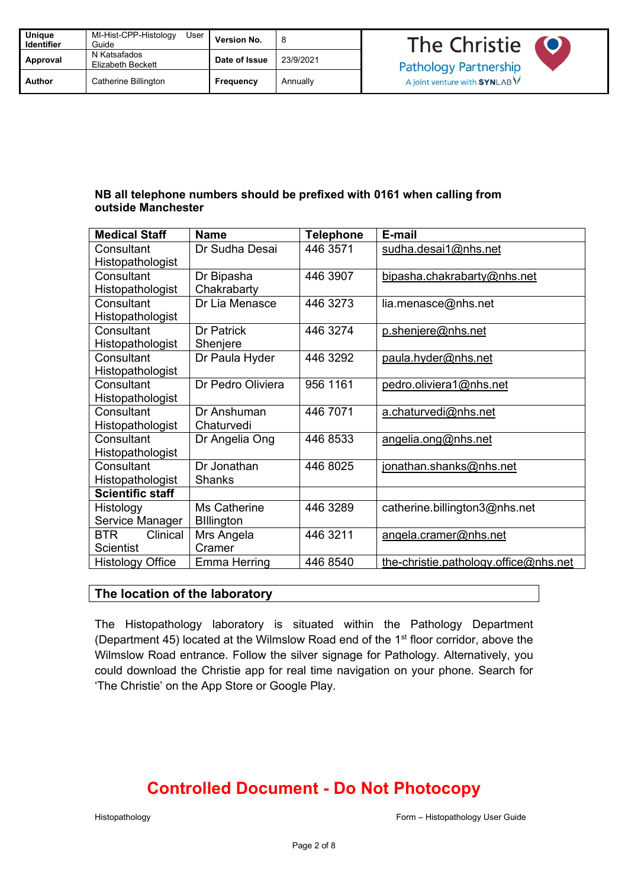**NB all telephone numbers should be prefixed with 0161 when calling from outside Manchester**

| Medical Staff | Name | Telephone | E-mail |
|---|---|---|---|
| Consultant Histopathologist | Dr Sudha Desai | 446 3571 | sudha.desai1@nhs.net |
| Consultant Histopathologist | Dr Bipasha Chakrabarty | 446 3907 | bipasha.chakrabarty@nhs.net |
| Consultant Histopathologist | Dr Lia Menasce | 446 3273 | lia.menasce@nhs.net |
| Consultant Histopathologist | Dr Patrick Shenjere | 446 3274 | p.shenjere@nhs.net |
| Consultant Histopathologist | Dr Paula Hyder | 446 3292 | paula.hyder@nhs.net |
| Consultant Histopathologist | Dr Pedro Oliviera | 956 1161 | pedro.oliviera1@nhs.net |
| Consultant Histopathologist | Dr Anshuman Chaturvedi | 446 7071 | a.chaturvedi@nhs.net |
| Consultant Histopathologist | Dr Angelia Ong | 446 8533 | angelia.ong@nhs.net |
| Consultant Histopathologist | Dr Jonathan Shanks | 446 8025 | jonathan.shanks@nhs.net |
| **Scientific staff** | | | |
| Histology Service Manager | Ms Catherine BIllington | 446 3289 | catherine.billington3@nhs.net |
| BTR Clinical Scientist | Mrs Angela Cramer | 446 3211 | angela.cramer@nhs.net |
| Histology Office | Emma Herring | 446 8540 | the-christie.pathology.office@nhs.net |

## The location of the laboratory

The Histopathology laboratory is situated within the Pathology Department (Department 45) located at the Wilmslow Road end of the 1st floor corridor, above the Wilmslow Road entrance. Follow the silver signage for Pathology. Alternatively, you could download the Christie app for real time navigation on your phone. Search for 'The Christie' on the App Store or Google Play.

**Controlled Document - Do Not Photocopy**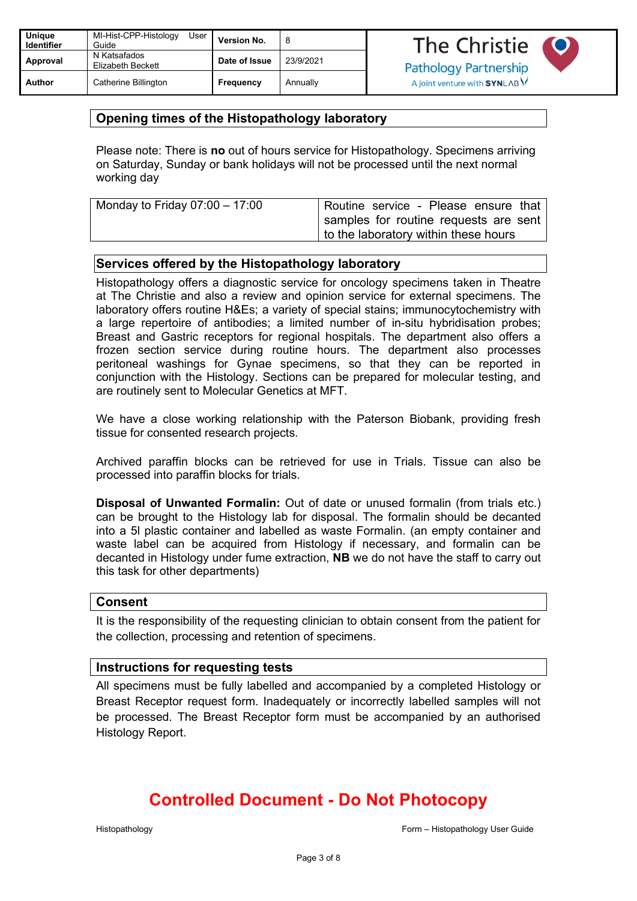## Opening times of the Histopathology laboratory

Please note: There is **no** out of hours service for Histopathology. Specimens arriving on Saturday, Sunday or bank holidays will not be processed until the next normal working day

| Monday to Friday 07:00 – 17:00 | Routine service - Please ensure that samples for routine requests are sent to the laboratory within these hours |
|---|---|

## Services offered by the Histopathology laboratory

Histopathology offers a diagnostic service for oncology specimens taken in Theatre at The Christie and also a review and opinion service for external specimens. The laboratory offers routine H&Es; a variety of special stains; immunocytochemistry with a large repertoire of antibodies; a limited number of in-situ hybridisation probes; Breast and Gastric receptors for regional hospitals. The department also offers a frozen section service during routine hours. The department also processes peritoneal washings for Gynae specimens, so that they can be reported in conjunction with the Histology. Sections can be prepared for molecular testing, and are routinely sent to Molecular Genetics at MFT.

We have a close working relationship with the Paterson Biobank, providing fresh tissue for consented research projects.

Archived paraffin blocks can be retrieved for use in Trials. Tissue can also be processed into paraffin blocks for trials.

**Disposal of Unwanted Formalin:** Out of date or unused formalin (from trials etc.) can be brought to the Histology lab for disposal. The formalin should be decanted into a 5l plastic container and labelled as waste Formalin. (an empty container and waste label can be acquired from Histology if necessary, and formalin can be decanted in Histology under fume extraction, **NB** we do not have the staff to carry out this task for other departments)

## Consent

It is the responsibility of the requesting clinician to obtain consent from the patient for the collection, processing and retention of specimens.

## Instructions for requesting tests

All specimens must be fully labelled and accompanied by a completed Histology or Breast Receptor request form. Inadequately or incorrectly labelled samples will not be processed. The Breast Receptor form must be accompanied by an authorised Histology Report.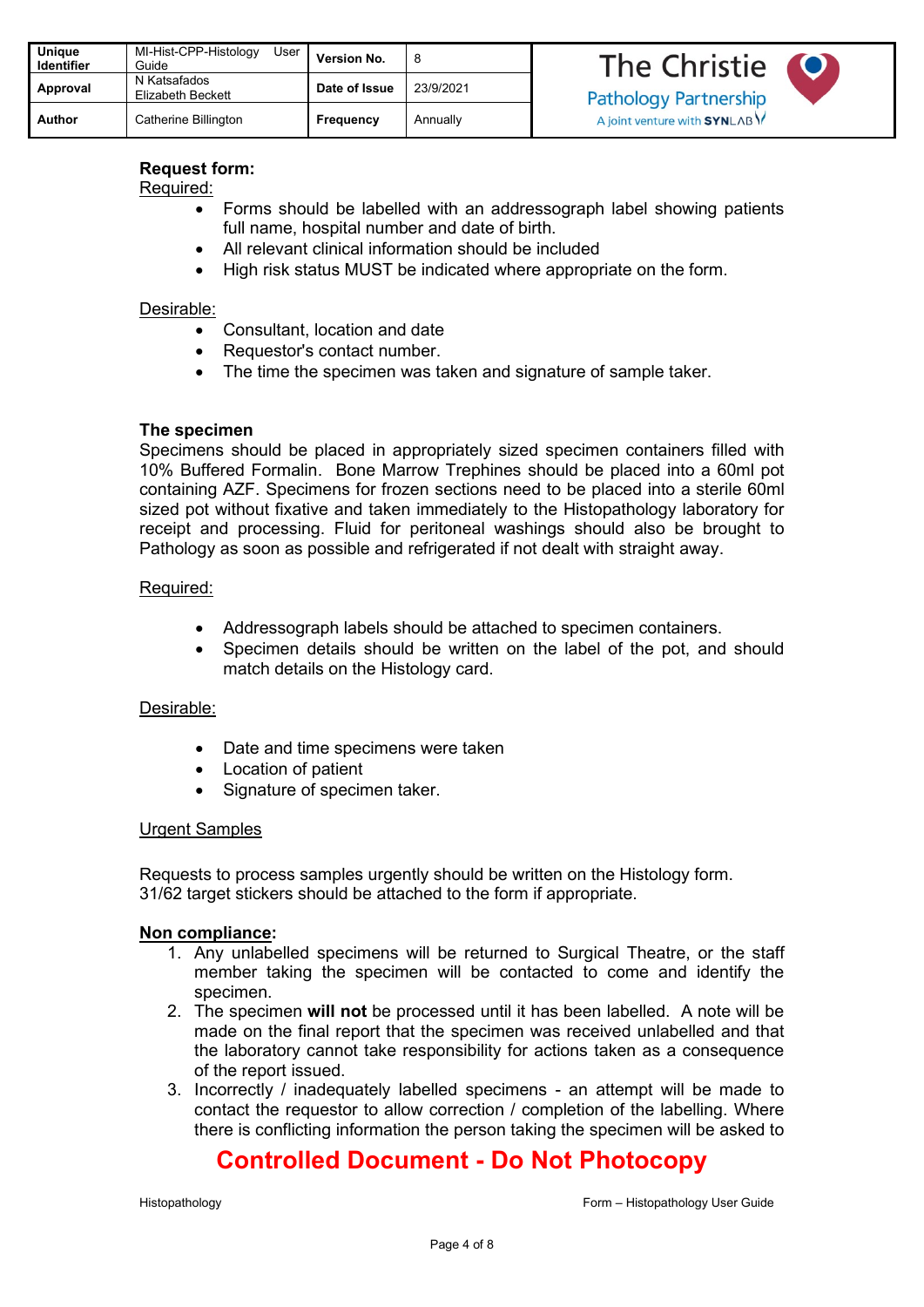**Request form:**

Required:

- Forms should be labelled with an addressograph label showing patients full name, hospital number and date of birth.
- All relevant clinical information should be included
- High risk status MUST be indicated where appropriate on the form.

Desirable:

- Consultant, location and date
- Requestor's contact number.
- The time the specimen was taken and signature of sample taker.

**The specimen**

Specimens should be placed in appropriately sized specimen containers filled with 10% Buffered Formalin. Bone Marrow Trephines should be placed into a 60ml pot containing AZF. Specimens for frozen sections need to be placed into a sterile 60ml sized pot without fixative and taken immediately to the Histopathology laboratory for receipt and processing. Fluid for peritoneal washings should also be brought to Pathology as soon as possible and refrigerated if not dealt with straight away.

Required:

- Addressograph labels should be attached to specimen containers.
- Specimen details should be written on the label of the pot, and should match details on the Histology card.

Desirable:

- Date and time specimens were taken
- Location of patient
- Signature of specimen taker.

Urgent Samples

Requests to process samples urgently should be written on the Histology form. 31/62 target stickers should be attached to the form if appropriate.

**Non compliance:**

1. Any unlabelled specimens will be returned to Surgical Theatre, or the staff member taking the specimen will be contacted to come and identify the specimen.
2. The specimen **will not** be processed until it has been labelled. A note will be made on the final report that the specimen was received unlabelled and that the laboratory cannot take responsibility for actions taken as a consequence of the report issued.
3. Incorrectly / inadequately labelled specimens - an attempt will be made to contact the requestor to allow correction / completion of the labelling. Where there is conflicting information the person taking the specimen will be asked to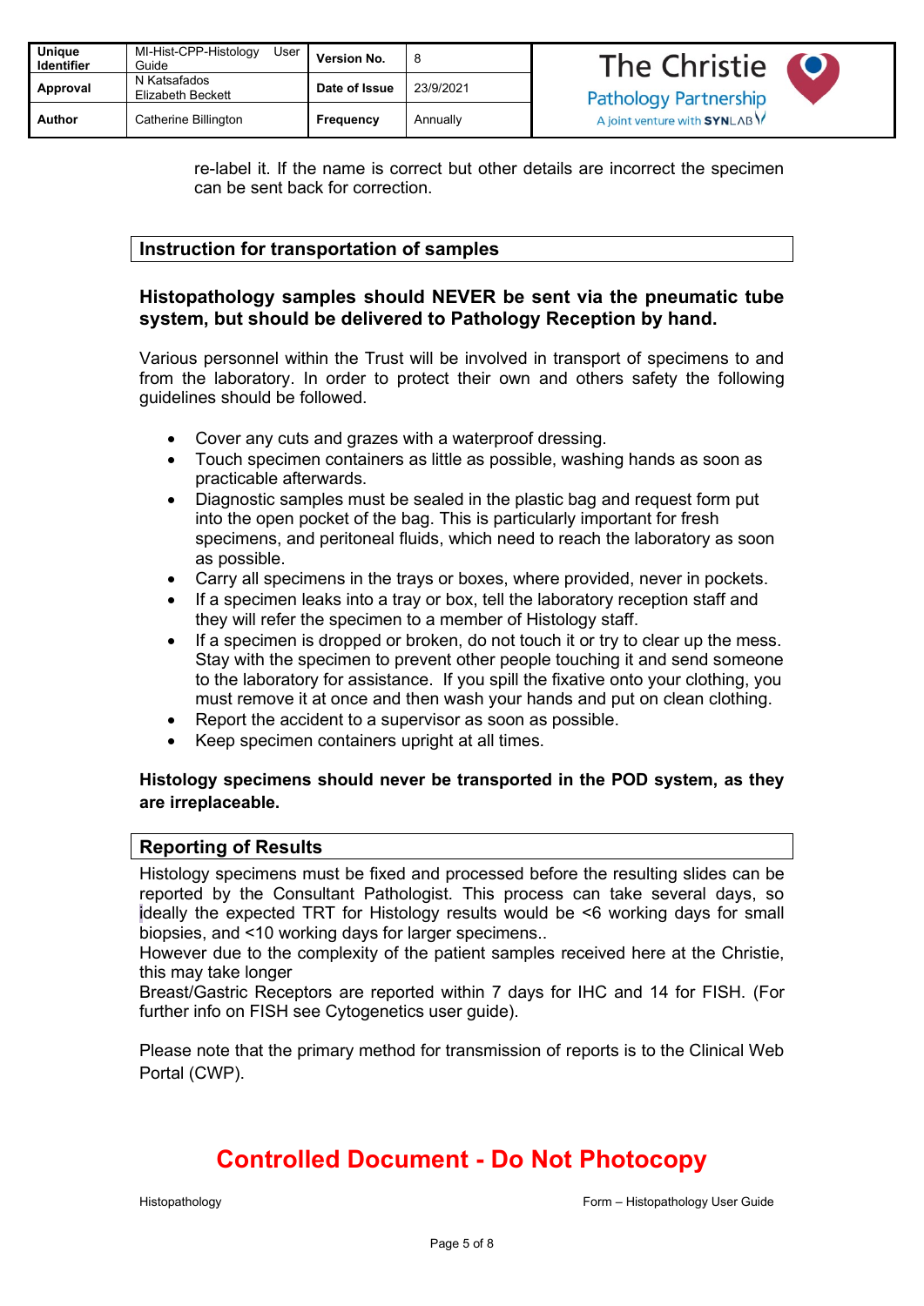re-label it. If the name is correct but other details are incorrect the specimen can be sent back for correction.

## Instruction for transportation of samples

**Histopathology samples should NEVER be sent via the pneumatic tube system, but should be delivered to Pathology Reception by hand.**

Various personnel within the Trust will be involved in transport of specimens to and from the laboratory. In order to protect their own and others safety the following guidelines should be followed.

- Cover any cuts and grazes with a waterproof dressing.
- Touch specimen containers as little as possible, washing hands as soon as practicable afterwards.
- Diagnostic samples must be sealed in the plastic bag and request form put into the open pocket of the bag. This is particularly important for fresh specimens, and peritoneal fluids, which need to reach the laboratory as soon as possible.
- Carry all specimens in the trays or boxes, where provided, never in pockets.
- If a specimen leaks into a tray or box, tell the laboratory reception staff and they will refer the specimen to a member of Histology staff.
- If a specimen is dropped or broken, do not touch it or try to clear up the mess. Stay with the specimen to prevent other people touching it and send someone to the laboratory for assistance. If you spill the fixative onto your clothing, you must remove it at once and then wash your hands and put on clean clothing.
- Report the accident to a supervisor as soon as possible.
- Keep specimen containers upright at all times.

**Histology specimens should never be transported in the POD system, as they are irreplaceable.**

## Reporting of Results

Histology specimens must be fixed and processed before the resulting slides can be reported by the Consultant Pathologist. This process can take several days, so ideally the expected TRT for Histology results would be <6 working days for small biopsies, and <10 working days for larger specimens..
However due to the complexity of the patient samples received here at the Christie, this may take longer
Breast/Gastric Receptors are reported within 7 days for IHC and 14 for FISH. (For further info on FISH see Cytogenetics user guide).

Please note that the primary method for transmission of reports is to the Clinical Web Portal (CWP).

**Controlled Document - Do Not Photocopy**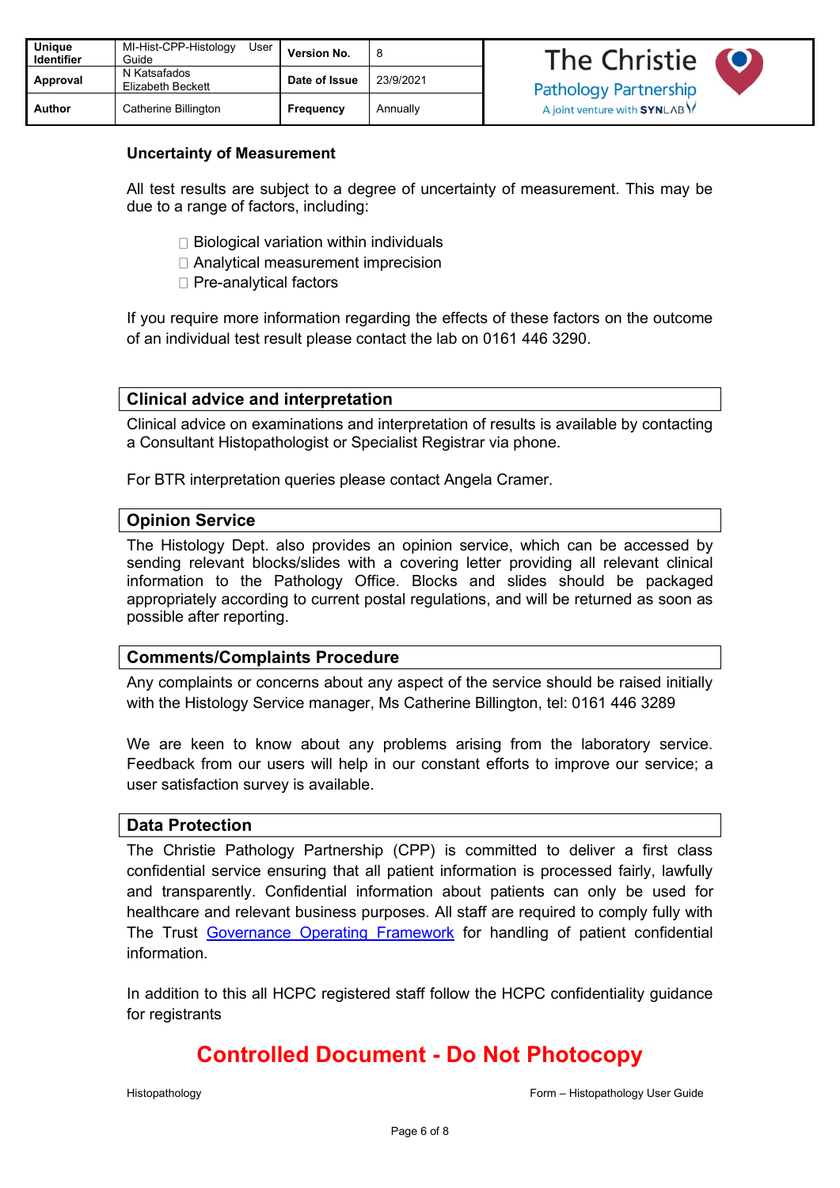**Uncertainty of Measurement**

All test results are subject to a degree of uncertainty of measurement. This may be due to a range of factors, including:

- Biological variation within individuals
- Analytical measurement imprecision
- Pre-analytical factors

If you require more information regarding the effects of these factors on the outcome of an individual test result please contact the lab on 0161 446 3290.

## Clinical advice and interpretation

Clinical advice on examinations and interpretation of results is available by contacting a Consultant Histopathologist or Specialist Registrar via phone.

For BTR interpretation queries please contact Angela Cramer.

## Opinion Service

The Histology Dept. also provides an opinion service, which can be accessed by sending relevant blocks/slides with a covering letter providing all relevant clinical information to the Pathology Office. Blocks and slides should be packaged appropriately according to current postal regulations, and will be returned as soon as possible after reporting.

## Comments/Complaints Procedure

Any complaints or concerns about any aspect of the service should be raised initially with the Histology Service manager, Ms Catherine Billington, tel: 0161 446 3289

We are keen to know about any problems arising from the laboratory service. Feedback from our users will help in our constant efforts to improve our service; a user satisfaction survey is available.

## Data Protection

The Christie Pathology Partnership (CPP) is committed to deliver a first class confidential service ensuring that all patient information is processed fairly, lawfully and transparently. Confidential information about patients can only be used for healthcare and relevant business purposes. All staff are required to comply fully with The Trust Governance Operating Framework for handling of patient confidential information.

In addition to this all HCPC registered staff follow the HCPC confidentiality guidance for registrants

**Controlled Document - Do Not Photocopy**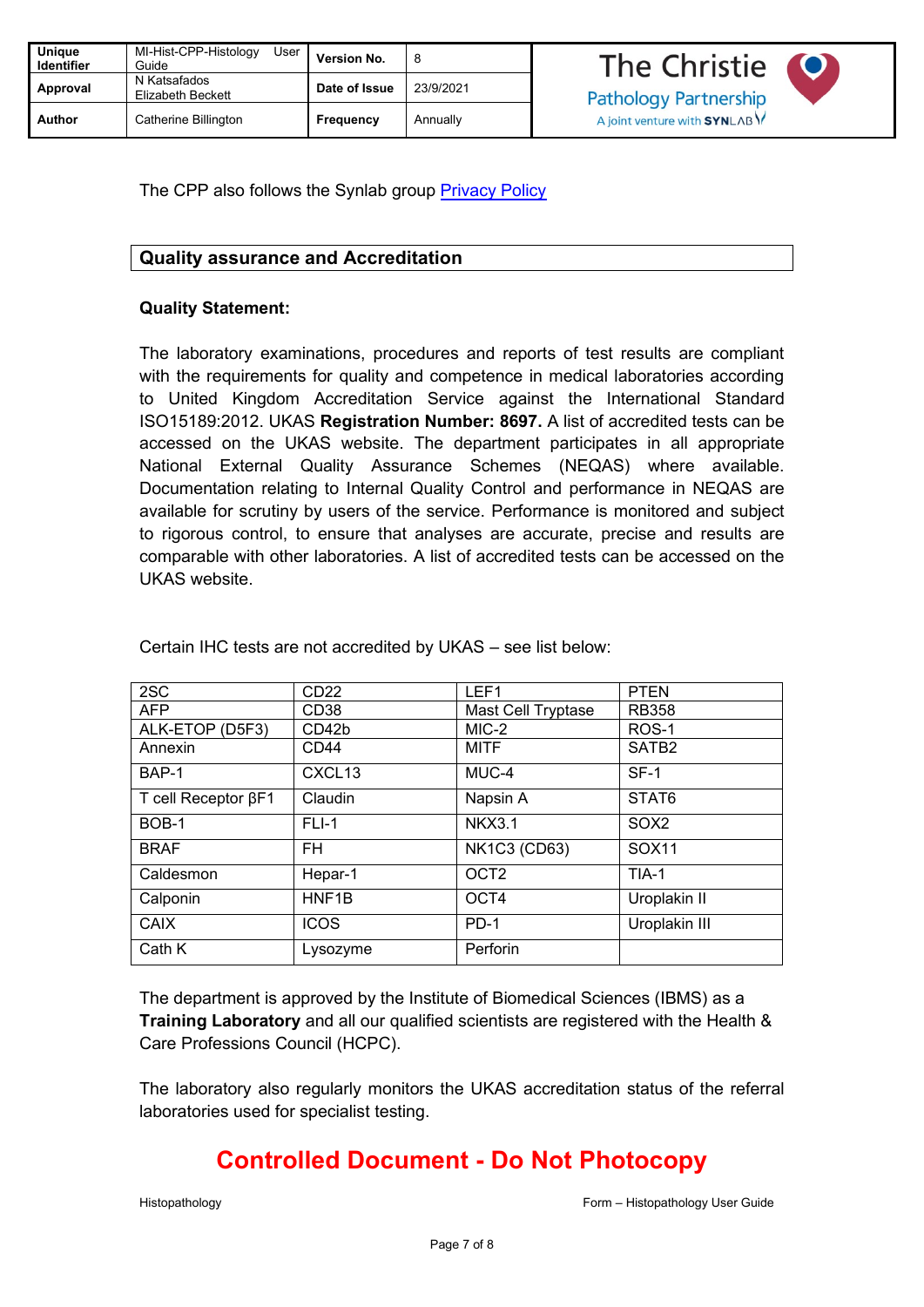The CPP also follows the Synlab group [Privacy Policy]

## Quality assurance and Accreditation

**Quality Statement:**

The laboratory examinations, procedures and reports of test results are compliant with the requirements for quality and competence in medical laboratories according to United Kingdom Accreditation Service against the International Standard ISO15189:2012. UKAS **Registration Number: 8697.** A list of accredited tests can be accessed on the UKAS website. The department participates in all appropriate National External Quality Assurance Schemes (NEQAS) where available. Documentation relating to Internal Quality Control and performance in NEQAS are available for scrutiny by users of the service. Performance is monitored and subject to rigorous control, to ensure that analyses are accurate, precise and results are comparable with other laboratories. A list of accredited tests can be accessed on the UKAS website.

Certain IHC tests are not accredited by UKAS – see list below:

| | | | |
|---|---|---|---|
| 2SC | CD22 | LEF1 | PTEN |
| AFP | CD38 | Mast Cell Tryptase | RB358 |
| ALK-ETOP (D5F3) | CD42b | MIC-2 | ROS-1 |
| Annexin | CD44 | MITF | SATB2 |
| BAP-1 | CXCL13 | MUC-4 | SF-1 |
| T cell Receptor βF1 | Claudin | Napsin A | STAT6 |
| BOB-1 | FLI-1 | NKX3.1 | SOX2 |
| BRAF | FH | NK1C3 (CD63) | SOX11 |
| Caldesmon | Hepar-1 | OCT2 | TIA-1 |
| Calponin | HNF1B | OCT4 | Uroplakin II |
| CAIX | ICOS | PD-1 | Uroplakin III |
| Cath K | Lysozyme | Perforin | |

The department is approved by the Institute of Biomedical Sciences (IBMS) as a **Training Laboratory** and all our qualified scientists are registered with the Health & Care Professions Council (HCPC).

The laboratory also regularly monitors the UKAS accreditation status of the referral laboratories used for specialist testing.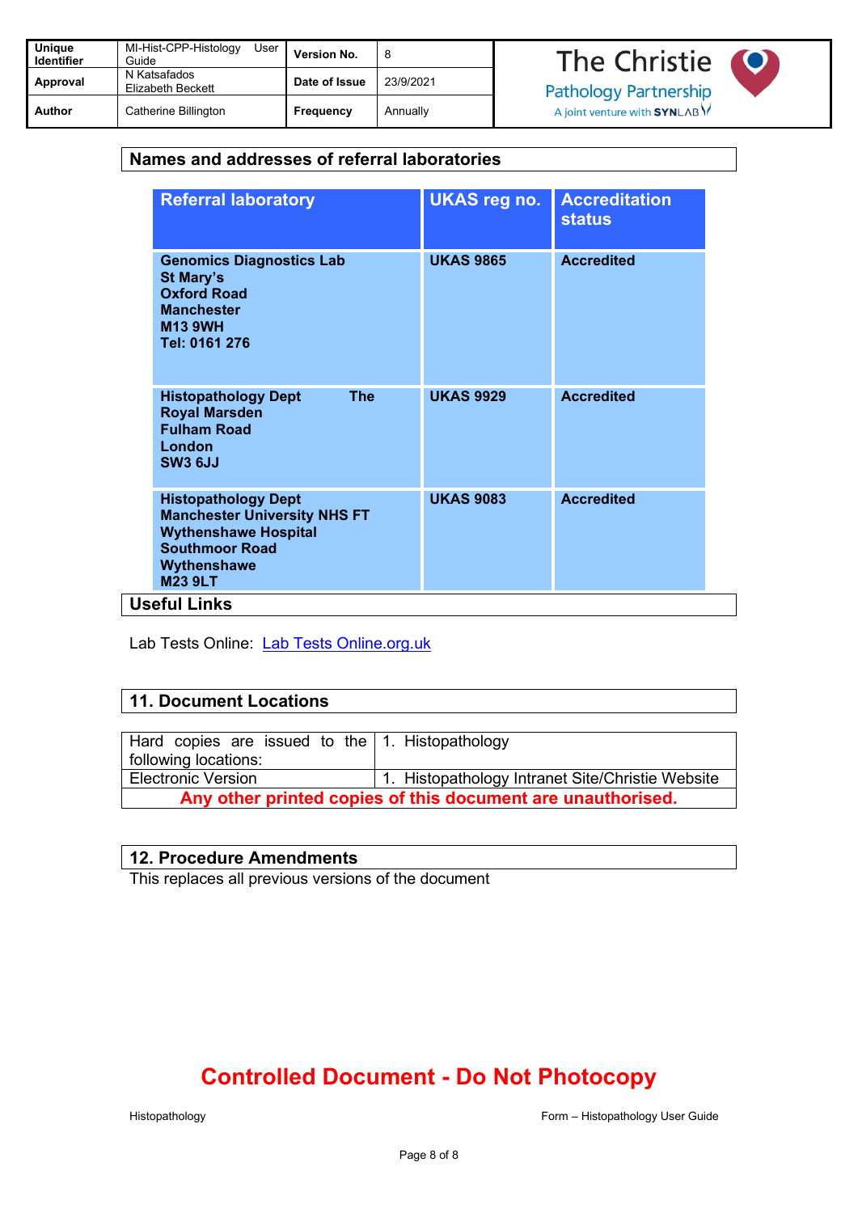## Names and addresses of referral laboratories

| Referral laboratory | UKAS reg no. | Accreditation status |
|---|---|---|
| **Genomics Diagnostics Lab St Mary's Oxford Road Manchester M13 9WH Tel: 0161 276** | **UKAS 9865** | **Accredited** |
| **Histopathology Dept The Royal Marsden Fulham Road London SW3 6JJ** | **UKAS 9929** | **Accredited** |
| **Histopathology Dept Manchester University NHS FT Wythenshawe Hospital Southmoor Road Wythenshawe M23 9LT** | **UKAS 9083** | **Accredited** |

## Useful Links

Lab Tests Online: Lab Tests Online.org.uk

## 11. Document Locations

| | |
|---|---|
| Hard copies are issued to the following locations: | 1. Histopathology |
| Electronic Version | 1. Histopathology Intranet Site/Christie Website |

**Any other printed copies of this document are unauthorised.**

## 12. Procedure Amendments

This replaces all previous versions of the document

**Controlled Document - Do Not Photocopy**